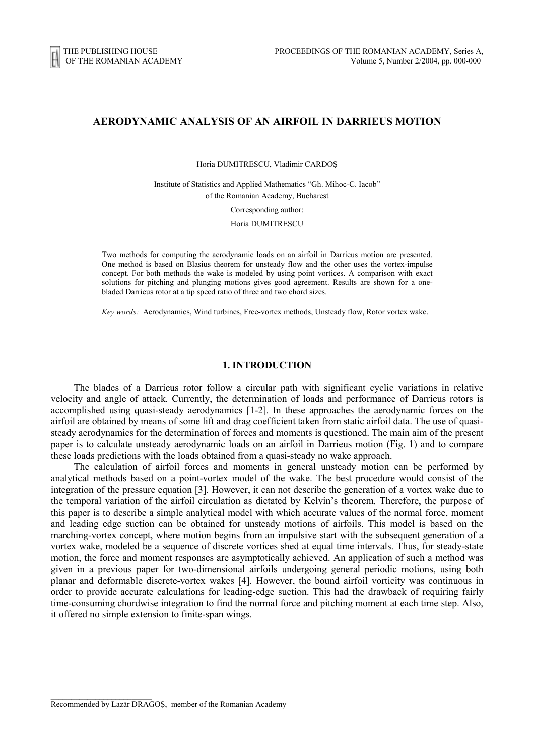# AERODYNAMIC ANALYSIS OF AN AIRFOIL IN DARRIEUS MOTION

Horia DUMITRESCU, Vladimir CARDOŞ

Institute of Statistics and Applied Mathematics "Gh. Mihoc-C. Iacob" of the Romanian Academy, Bucharest

Corresponding author:

Horia DUMITRESCU

Two methods for computing the aerodynamic loads on an airfoil in Darrieus motion are presented. One method is based on Blasius theorem for unsteady flow and the other uses the vortex-impulse concept. For both methods the wake is modeled by using point vortices. A comparison with exact solutions for pitching and plunging motions gives good agreement. Results are shown for a one-bladed Darrieus rotor at a tip speed ratio of three and two chord sizes.

*Key words:* Aerodynamics, Wind turbines, Free-vortex methods, Unsteady flow, Rotor vortex wake.

## 1. INTRODUCTION

The blades of a Darrieus rotor follow a circular path with significant cyclic variations in relative velocity and angle of attack. Currently, the determination of loads and performance of Darrieus rotors is accomplished using quasi-steady aerodynamics [1-2]. In these approaches the aerodynamic forces on the airfoil are obtained by means of some lift and drag coefficient taken from static airfoil data. The use of quasi-steady aerodynamics for the determination of forces and moments is questioned. The main aim of the present paper is to calculate unsteady aerodynamic loads on an airfoil in Darrieus motion (Fig. 1) and to compare these loads predictions with the loads obtained from a quasi-steady no wake approach.

The calculation of airfoil forces and moments in general unsteady motion can be performed by analytical methods based on a point-vortex model of the wake. The best procedure would consist of the integration of the pressure equation [3]. However, it can not describe the generation of a vortex wake due to the temporal variation of the airfoil circulation as dictated by Kelvin's theorem. Therefore, the purpose of this paper is to describe a simple analytical model with which accurate values of the normal force, moment and leading edge suction can be obtained for unsteady motions of airfoils. This model is based on the marching-vortex concept, where motion begins from an impulsive start with the subsequent generation of a vortex wake, modeled be a sequence of discrete vortices shed at equal time intervals. Thus, for steady-state motion, the force and moment responses are asymptotically achieved. An application of such a method was given in a previous paper for two-dimensional airfoils undergoing general periodic motions, using both planar and deformable discrete-vortex wakes [4]. However, the bound airfoil vorticity was continuous in order to provide accurate calculations for leading-edge suction. This had the drawback of requiring fairly time-consuming chordwise integration to find the normal force and pitching moment at each time step. Also, it offered no simple extension to finite-span wings.

Recommended by Lazăr DRAGOŞ, member of the Romanian Academy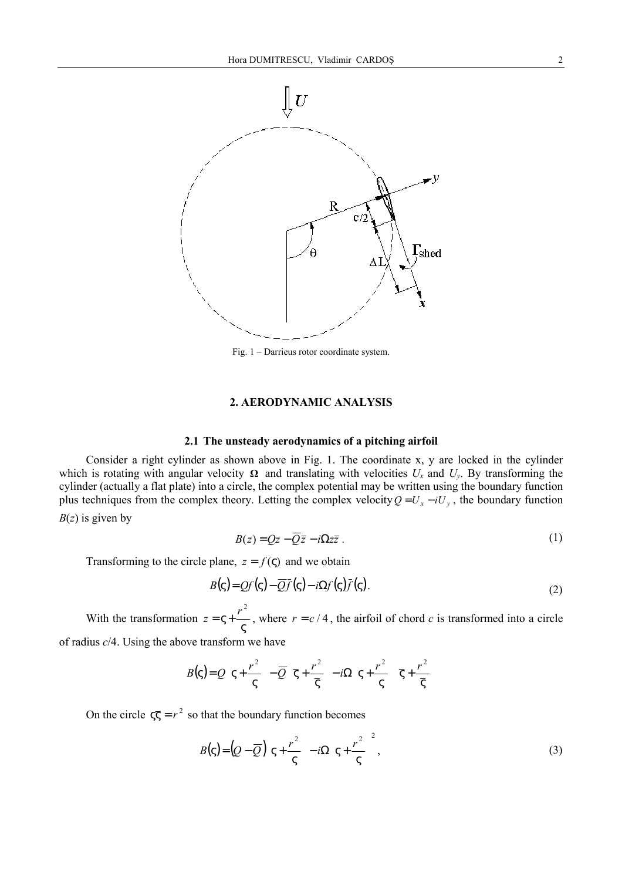Fig. 1 – Darrieus rotor coordinate system.

## 2. AERODYNAMIC ANALYSIS

### 2.1 The unsteady aerodynamics of a pitching airfoil

Consider a right cylinder as shown above in Fig. 1. The coordinate x, y are locked in the cylinder which is rotating with angular velocity $\mathbf{\Omega}$ and translating with velocities $U_x$ and $U_y$. By transforming the cylinder (actually a flat plate) into a circle, the complex potential may be written using the boundary function plus techniques from the complex theory. Letting the complex velocity $Q = U_x - iU_y$, the boundary function $B(z)$ is given by

$$B(z) = Qz - \overline{Q}\bar{z} - i\Omega z\bar{z}\,. \tag{1}$$

Transforming to the circle plane, $z = f(\varsigma)$ and we obtain

$$B(\varsigma) = Qf(\varsigma) - \overline{Q}\bar{f}(\varsigma) - i\Omega f(\varsigma)\bar{f}(\varsigma). \tag{2}$$

With the transformation $z = \varsigma + \dfrac{r^2}{\varsigma}$, where $r = c/4$, the airfoil of chord $c$ is transformed into a circle of radius $c/4$. Using the above transform we have

$$B(\varsigma) = Q\left(\varsigma + \frac{r^2}{\varsigma}\right) - \overline{Q}\left(\bar{\varsigma} + \frac{r^2}{\bar{\varsigma}}\right) - i\Omega\left(\varsigma + \frac{r^2}{\varsigma}\right)\left(\bar{\varsigma} + \frac{r^2}{\bar{\varsigma}}\right)$$

On the circle $\varsigma\bar{\varsigma} = r^2$ so that the boundary function becomes

$$B(\varsigma) = \left(Q - \overline{Q}\right)\left(\varsigma + \frac{r^2}{\varsigma}\right) - i\Omega\left(\varsigma + \frac{r^2}{\varsigma}\right)^2, \tag{3}$$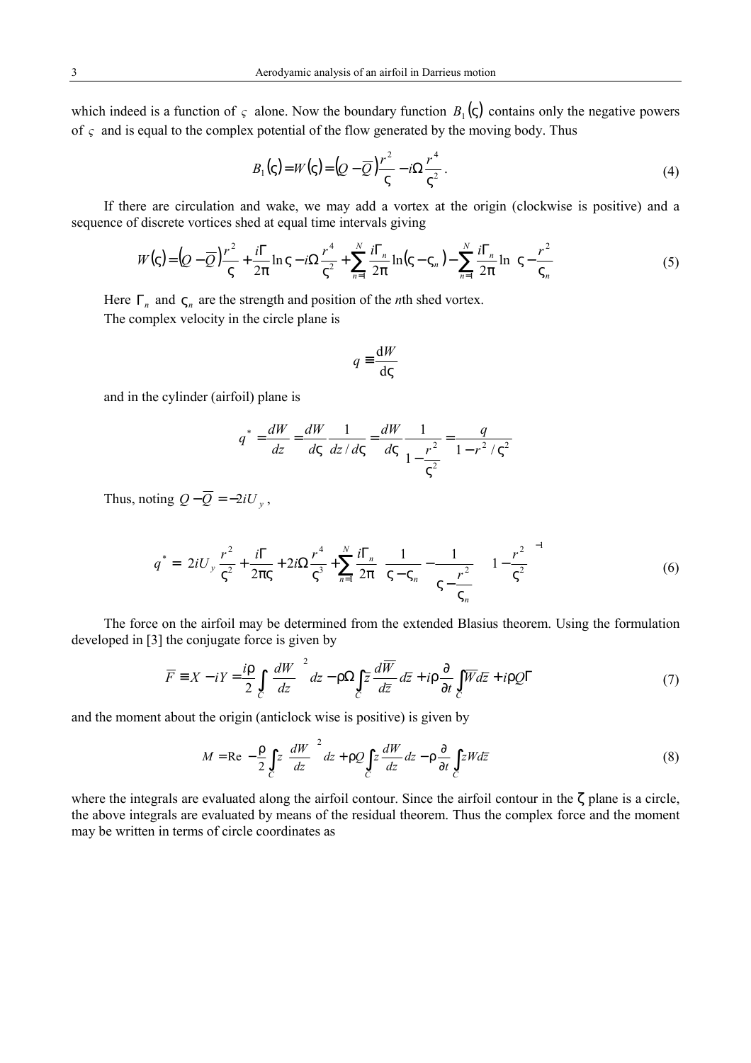which indeed is a function of $\varsigma$ alone. Now the boundary function $B_1(\varsigma)$ contains only the negative powers of $\varsigma$ and is equal to the complex potential of the flow generated by the moving body. Thus

$$B_1(\varsigma) = W(\varsigma) = \left(Q - \overline{Q}\right)\frac{r^2}{\varsigma} - i\Omega\frac{r^4}{\varsigma^2}. \tag{4}$$

If there are circulation and wake, we may add a vortex at the origin (clockwise is positive) and a sequence of discrete vortices shed at equal time intervals giving

$$W(\varsigma) = \left(Q - \overline{Q}\right)\frac{r^2}{\varsigma} + \frac{i\Gamma}{2\pi}\ln\varsigma - i\Omega\frac{r^4}{\varsigma^2} + \sum_{n=1}^{N}\frac{i\Gamma_n}{2\pi}\ln(\varsigma - \varsigma_n) - \sum_{n=1}^{N}\frac{i\Gamma_n}{2\pi}\ln\left(\varsigma - \frac{r^2}{\varsigma_n}\right) \tag{5}$$

Here $\Gamma_n$ and $\varsigma_n$ are the strength and position of the *n*th shed vortex.

The complex velocity in the circle plane is

$$q \equiv \frac{\mathrm{d}W}{\mathrm{d}\varsigma}$$

and in the cylinder (airfoil) plane is

$$q^* = \frac{dW}{dz} = \frac{dW}{d\varsigma}\frac{1}{dz/d\varsigma} = \frac{dW}{d\varsigma}\frac{1}{1 - \dfrac{r^2}{\varsigma^2}} = \frac{q}{1 - r^2/\varsigma^2}$$

Thus, noting $Q - \overline{Q} = -2iU_y$,

$$q^* = \left[2iU_y\frac{r^2}{\varsigma^2} + \frac{i\Gamma}{2\pi\varsigma} + 2i\Omega\frac{r^4}{\varsigma^3} + \sum_{n=1}^{N}\frac{i\Gamma_n}{2\pi}\left(\frac{1}{\varsigma - \varsigma_n} - \frac{1}{\varsigma - \dfrac{r^2}{\varsigma_n}}\right)\right]\left(1 - \frac{r^2}{\varsigma^2}\right)^{-1} \tag{6}$$

The force on the airfoil may be determined from the extended Blasius theorem. Using the formulation developed in [3] the conjugate force is given by

$$\overline{F} \equiv X - iY = \frac{i\rho}{2}\int_C\left(\frac{dW}{dz}\right)^2 dz - \rho\Omega\int_C \overline{z}\frac{d\overline{W}}{d\overline{z}}d\overline{z} + i\rho\frac{\partial}{\partial t}\int_C \overline{W}d\overline{z} + i\rho Q\Gamma \tag{7}$$

and the moment about the origin (anticlock wise is positive) is given by

$$M = \mathrm{Re}\left[-\frac{\rho}{2}\int_C z\left(\frac{dW}{dz}\right)^2 dz + \rho Q\int_C z\frac{dW}{dz}dz - \rho\frac{\partial}{\partial t}\int_C zWd\overline{z}\right] \tag{8}$$

where the integrals are evaluated along the airfoil contour. Since the airfoil contour in the $\zeta$ plane is a circle, the above integrals are evaluated by means of the residual theorem. Thus the complex force and the moment may be written in terms of circle coordinates as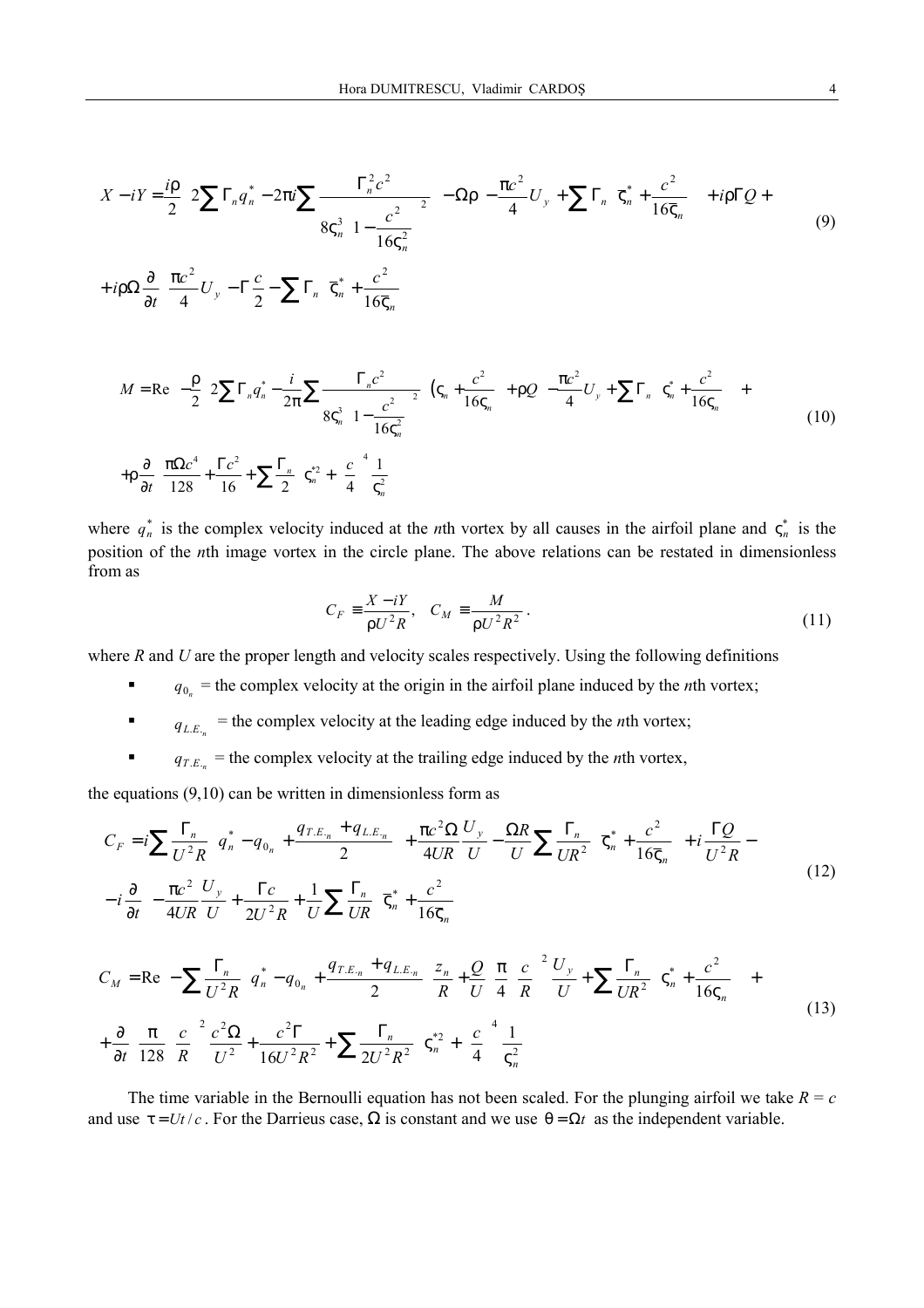$$
X - iY = \frac{i\rho}{2}\left[2\sum \Gamma_n q_n^* - 2\pi i \sum \frac{\Gamma_n^2 c^2}{8\varsigma_n^3\left(1-\frac{c^2}{16\varsigma_n^2}\right)^2}\right] - \Omega\rho\left[-\frac{\pi c^2}{4}U_y + \sum \Gamma_n\left(\varsigma_n^* + \frac{c^2}{16\overline{\varsigma}_n}\right)\right] + i\rho\Gamma Q +
$$
$$
+ i\rho\Omega\frac{\partial}{\partial t}\left[\frac{\pi c^2}{4}U_y - \Gamma\frac{c}{2} - \sum \Gamma_n\left(\overline{\varsigma}_n^* + \frac{c^2}{16\varsigma_n}\right)\right] \tag{9}
$$

$$
M = \mathrm{Re}\left\{-\frac{\rho}{2}\left[2\sum \Gamma_n q_n^* - \frac{i}{2\pi}\sum \frac{\Gamma_n c^2}{8\varsigma_n^3\left(1-\frac{c^2}{16\varsigma_n^2}\right)^2}\right]\left(\varsigma_n + \frac{c^2}{16\varsigma_n}\right) + \rho Q\left[-\frac{\pi c^2}{4}U_y + \sum \Gamma_n\left(\varsigma_n^* + \frac{c^2}{16\varsigma_n}\right)\right] +
$$
$$
+ \rho\frac{\partial}{\partial t}\left[\frac{\pi\Omega c^4}{128} + \frac{\Gamma c^2}{16} + \sum \frac{\Gamma_n}{2}\left(\varsigma_n^{*2} + \left(\frac{c}{4}\right)^4 \frac{1}{\varsigma_n^2}\right)\right]\right\} \tag{10}
$$

where $q_n^*$ is the complex velocity induced at the $n$th vortex by all causes in the airfoil plane and $\varsigma_n^*$ is the position of the $n$th image vortex in the circle plane. The above relations can be restated in dimensionless from as

$$
C_F \equiv \frac{X - iY}{\rho U^2 R}, \quad C_M \equiv \frac{M}{\rho U^2 R^2}. \tag{11}
$$

where $R$ and $U$ are the proper length and velocity scales respectively. Using the following definitions

- $q_{0_n}$ = the complex velocity at the origin in the airfoil plane induced by the $n$th vortex;
- $q_{L.E._n}$ = the complex velocity at the leading edge induced by the $n$th vortex;
- $q_{T.E._n}$ = the complex velocity at the trailing edge induced by the $n$th vortex,

the equations (9,10) can be written in dimensionless form as

$$
C_F = i\sum \frac{\Gamma_n}{U^2 R}\left(q_n^* - q_{0_n} + \frac{q_{T.E._n} + q_{L.E._n}}{2}\right) + \frac{\pi c^2\Omega}{4UR}\frac{U_y}{U} - \frac{\Omega R}{U}\sum \frac{\Gamma_n}{UR^2}\left(\overline{\varsigma}_n^* + \frac{c^2}{16\overline{\varsigma}_n}\right) + i\frac{\Gamma Q}{U^2 R} -
$$
$$
- i\frac{\partial}{\partial t}\left[-\frac{\pi c^2}{4UR}\frac{U_y}{U} + \frac{\Gamma c}{2U^2 R} + \frac{1}{U}\sum \frac{\Gamma_n}{UR}\left(\overline{\varsigma}_n^* + \frac{c^2}{16\overline{\varsigma}_n}\right)\right] \tag{12}
$$

$$
C_M = \mathrm{Re}\left\{-\sum \frac{\Gamma_n}{U^2 R}\left(q_n^* - q_{0_n} + \frac{q_{T.E._n} + q_{L.E._n}}{2}\right)\frac{z_n}{R} + \frac{Q}{U}\left[\frac{\pi}{4}\left(\frac{c}{R}\right)^2\frac{U_y}{U} + \sum \frac{\Gamma_n}{UR^2}\left(\varsigma_n^* + \frac{c^2}{16\varsigma_n}\right)\right] +\right.
$$
$$
\left. + \frac{\partial}{\partial t}\left[\frac{\pi}{128}\left(\frac{c}{R}\right)^2\frac{c^2\Omega}{U^2} + \frac{c^2\Gamma}{16U^2R^2} + \sum \frac{\Gamma_n}{2U^2R^2}\left(\varsigma_n^{*2} + \left(\frac{c}{4}\right)^4\frac{1}{\varsigma_n^2}\right)\right]\right\} \tag{13}
$$

The time variable in the Bernoulli equation has not been scaled. For the plunging airfoil we take $R = c$ and use $\tau = Ut/c$. For the Darrieus case, $\Omega$ is constant and we use $\theta = \Omega t$ as the independent variable.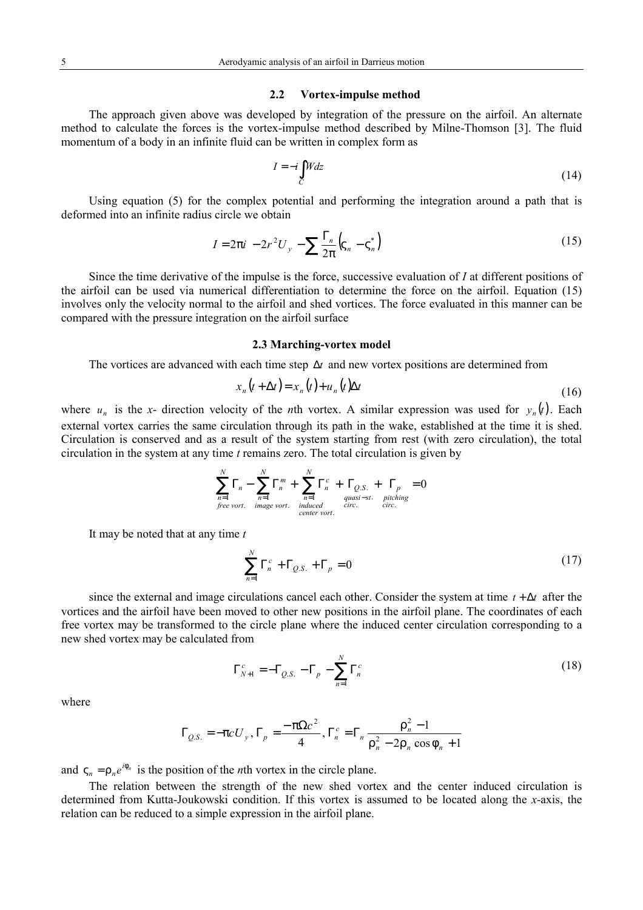### 2.2 Vortex-impulse method

The approach given above was developed by integration of the pressure on the airfoil. An alternate method to calculate the forces is the vortex-impulse method described by Milne-Thomson [3]. The fluid momentum of a body in an infinite fluid can be written in complex form as

$$I = -i \int_C W dz \tag{14}$$

Using equation (5) for the complex potential and performing the integration around a path that is deformed into an infinite radius circle we obtain

$$I = 2\pi i \left( -2r^2 U_y - \sum \frac{\Gamma_n}{2\pi} \left( \varsigma_n - \varsigma_n^* \right) \right) \tag{15}$$

Since the time derivative of the impulse is the force, successive evaluation of $I$ at different positions of the airfoil can be used via numerical differentiation to determine the force on the airfoil. Equation (15) involves only the velocity normal to the airfoil and shed vortices. The force evaluated in this manner can be compared with the pressure integration on the airfoil surface

### 2.3 Marching-vortex model

The vortices are advanced with each time step $\Delta t$ and new vortex positions are determined from

$$x_n(t + \Delta t) = x_n(t) + u_n(t)\Delta t \tag{16}$$

where $u_n$ is the $x$- direction velocity of the $n$th vortex. A similar expression was used for $y_n(t)$. Each external vortex carries the same circulation through its path in the wake, established at the time it is shed. Circulation is conserved and as a result of the system starting from rest (with zero circulation), the total circulation in the system at any time $t$ remains zero. The total circulation is given by

$$\underbrace{\sum_{n=1}^{N} \Gamma_n}_{free\ vort.} - \underbrace{\sum_{n=1}^{N} \Gamma_n^m}_{image\ vort.} + \underbrace{\sum_{n=1}^{N} \Gamma_n^c}_{induced\ center\ vort.} + \underbrace{\Gamma_{Q.S.}}_{quasi-st.\ circ.} + \underbrace{\Gamma_p}_{pitching\ circ.} = 0$$

It may be noted that at any time $t$

$$\sum_{n=1}^{N} \Gamma_n^c + \Gamma_{Q.S.} + \Gamma_p = 0 \tag{17}$$

since the external and image circulations cancel each other. Consider the system at time $t + \Delta t$ after the vortices and the airfoil have been moved to other new positions in the airfoil plane. The coordinates of each free vortex may be transformed to the circle plane where the induced center circulation corresponding to a new shed vortex may be calculated from

$$\Gamma_{N+1}^c = -\Gamma_{Q.S.} - \Gamma_p - \sum_{n=1}^{N} \Gamma_n^c \tag{18}$$

where

$$\Gamma_{Q.S.} = -\pi c U_y, \; \Gamma_p = \frac{-\pi \Omega c^2}{4}, \; \Gamma_n^c = \Gamma_n \frac{\rho_n^2 - 1}{\rho_n^2 - 2\rho_n \cos\phi_n + 1}$$

and $\varsigma_n = \rho_n e^{i\phi_n}$ is the position of the $n$th vortex in the circle plane.

The relation between the strength of the new shed vortex and the center induced circulation is determined from Kutta-Joukowski condition. If this vortex is assumed to be located along the $x$-axis, the relation can be reduced to a simple expression in the airfoil plane.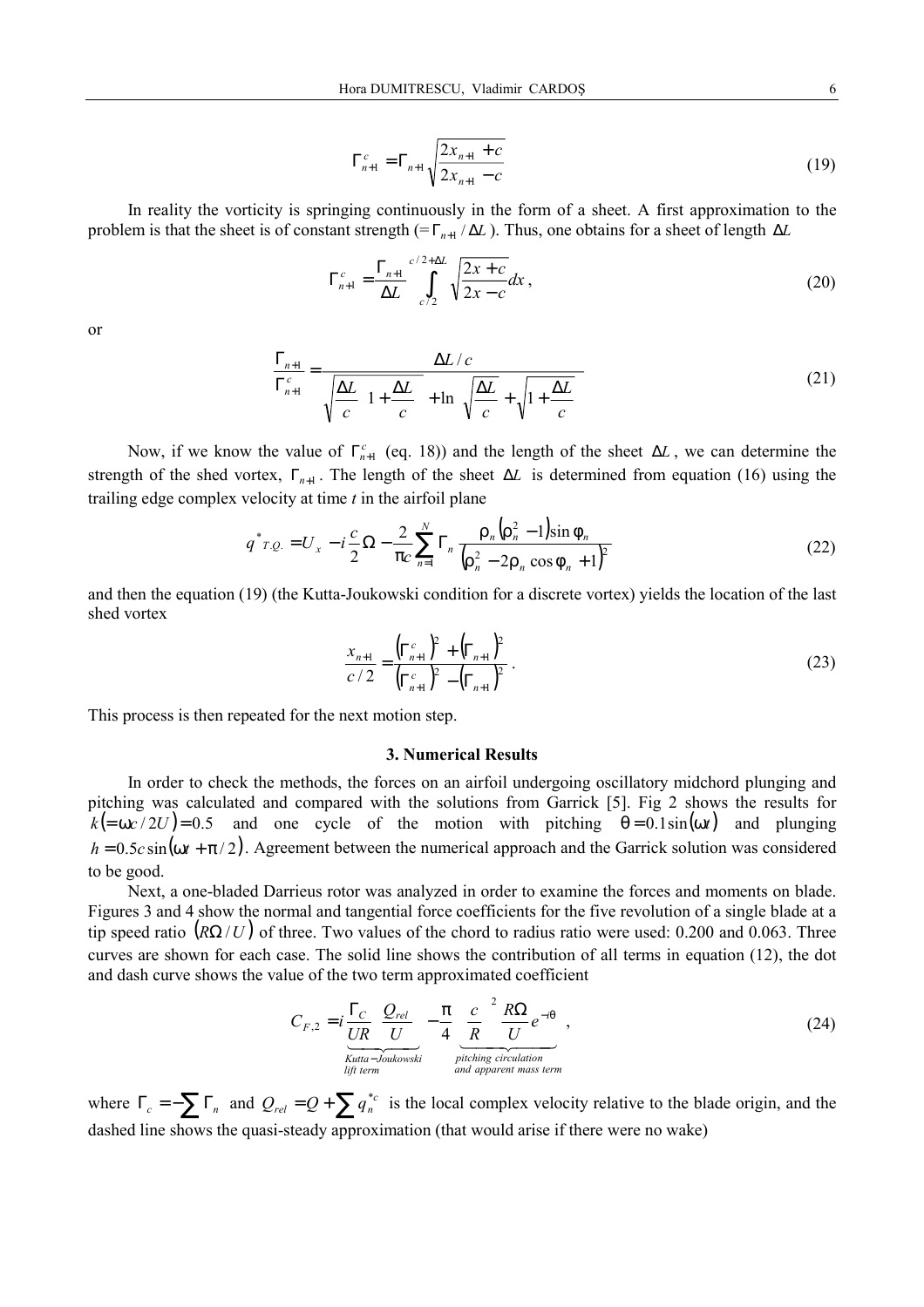$$\Gamma_{n+1}^{c} = \Gamma_{n+1}\sqrt{\frac{2x_{n+1}+c}{2x_{n+1}-c}} \tag{19}$$

In reality the vorticity is springing continuously in the form of a sheet. A first approximation to the problem is that the sheet is of constant strength ($=\Gamma_{n+1}/\Delta L$). Thus, one obtains for a sheet of length $\Delta L$

$$\Gamma_{n+1}^{c} = \frac{\Gamma_{n+1}}{\Delta L}\int_{c/2}^{c/2+\Delta L}\sqrt{\frac{2x+c}{2x-c}}dx\,, \tag{20}$$

or

$$\frac{\Gamma_{n+1}}{\Gamma_{n+1}^{c}} = \frac{\Delta L/c}{\sqrt{\frac{\Delta L}{c}\left(1+\frac{\Delta L}{c}\right)}+\ln\left(\sqrt{\frac{\Delta L}{c}}+\sqrt{1+\frac{\Delta L}{c}}\right)} \tag{21}$$

Now, if we know the value of $\Gamma_{n+1}^{c}$ (eq. 18)) and the length of the sheet $\Delta L$, we can determine the strength of the shed vortex, $\Gamma_{n+1}$. The length of the sheet $\Delta L$ is determined from equation (16) using the trailing edge complex velocity at time $t$ in the airfoil plane

$$q^{*}_{T.Q.} = U_x - i\frac{c}{2}\Omega - \frac{2}{\pi c}\sum_{n=1}^{N}\Gamma_n\frac{\rho_n\left(\rho_n^2-1\right)\sin\phi_n}{\left(\rho_n^2-2\rho_n\cos\phi_n+1\right)^2} \tag{22}$$

and then the equation (19) (the Kutta-Joukowski condition for a discrete vortex) yields the location of the last shed vortex

$$\frac{x_{n+1}}{c/2} = \frac{\left(\Gamma_{n+1}^{c}\right)^2+\left(\Gamma_{n+1}\right)^2}{\left(\Gamma_{n+1}^{c}\right)^2-\left(\Gamma_{n+1}\right)^2}\,. \tag{23}$$

This process is then repeated for the next motion step.

### 3. Numerical Results

In order to check the methods, the forces on an airfoil undergoing oscillatory midchord plunging and pitching was calculated and compared with the solutions from Garrick [5]. Fig 2 shows the results for $k\left(=\omega c/2U\right)=0.5$ and one cycle of the motion with pitching $\theta=0.1\sin(\omega t)$ and plunging $h=0.5c\sin(\omega t+\pi/2)$. Agreement between the numerical approach and the Garrick solution was considered to be good.

Next, a one-bladed Darrieus rotor was analyzed in order to examine the forces and moments on blade. Figures 3 and 4 show the normal and tangential force coefficients for the five revolution of a single blade at a tip speed ratio $\left(R\Omega/U\right)$ of three. Two values of the chord to radius ratio were used: 0.200 and 0.063. Three curves are shown for each case. The solid line shows the contribution of all terms in equation (12), the dot and dash curve shows the value of the two term approximated coefficient

$$C_{F,2} = \underbrace{i\frac{\Gamma_C}{UR}\left(\frac{Q_{rel}}{U}\right)}_{\text{Kutta-Joukowski lift term}} - \underbrace{\frac{\pi}{4}\left(\frac{c}{R}\right)^2\frac{R\Omega}{U}e^{-i\theta}}_{\text{pitching circulation and apparent mass term}}\,, \tag{24}$$

where $\Gamma_c = -\sum\Gamma_n$ and $Q_{rel} = Q + \sum q_n^{*c}$ is the local complex velocity relative to the blade origin, and the dashed line shows the quasi-steady approximation (that would arise if there were no wake)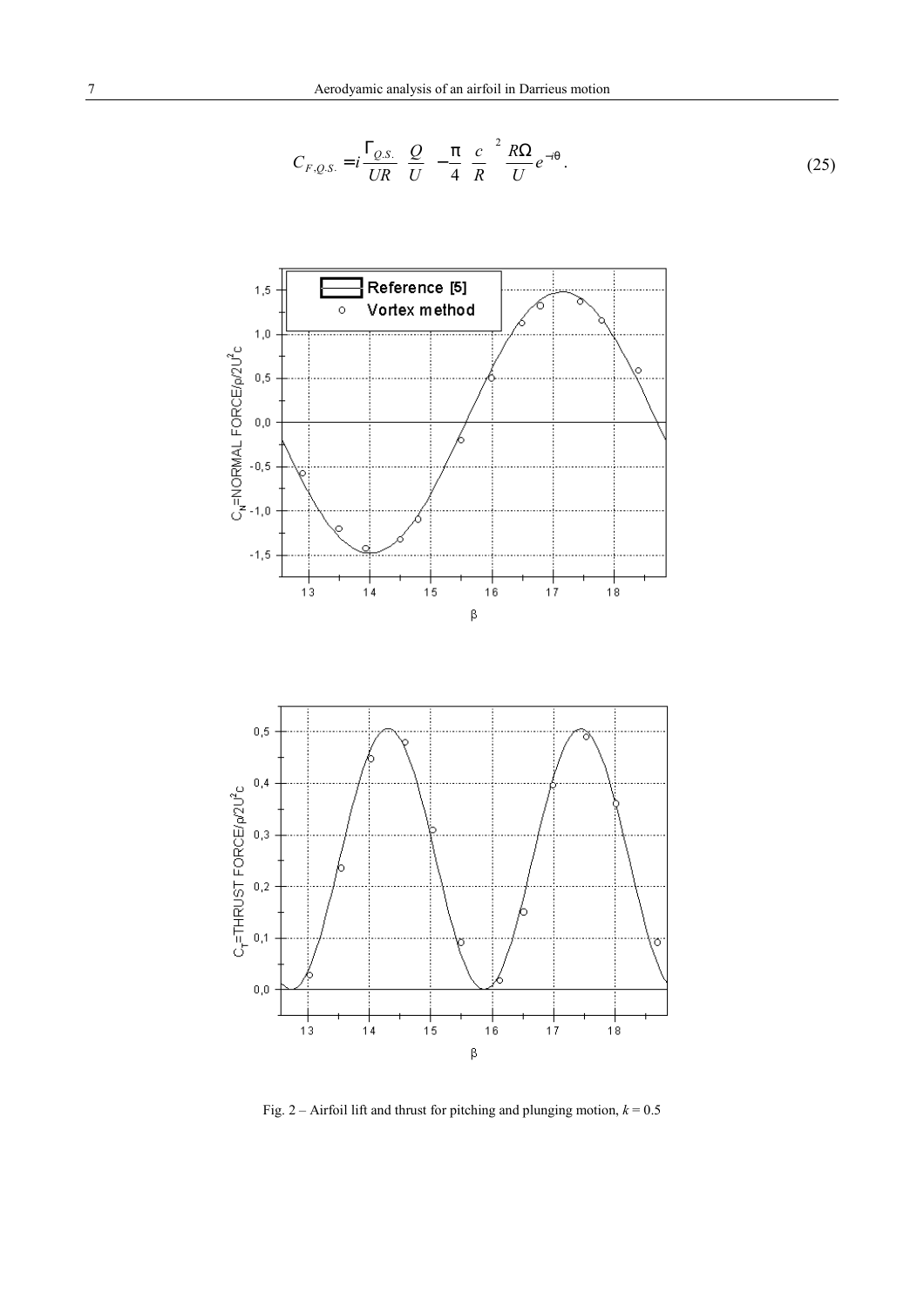$$C_{F,Q.S.} = i\frac{\Gamma_{Q.S.}}{UR}\frac{Q}{U} - \frac{\pi}{4}\left(\frac{c}{R}\right)^2\frac{R\Omega}{U}e^{-i\theta}. \tag{25}$$

Fig. 2 – Airfoil lift and thrust for pitching and plunging motion, $k = 0.5$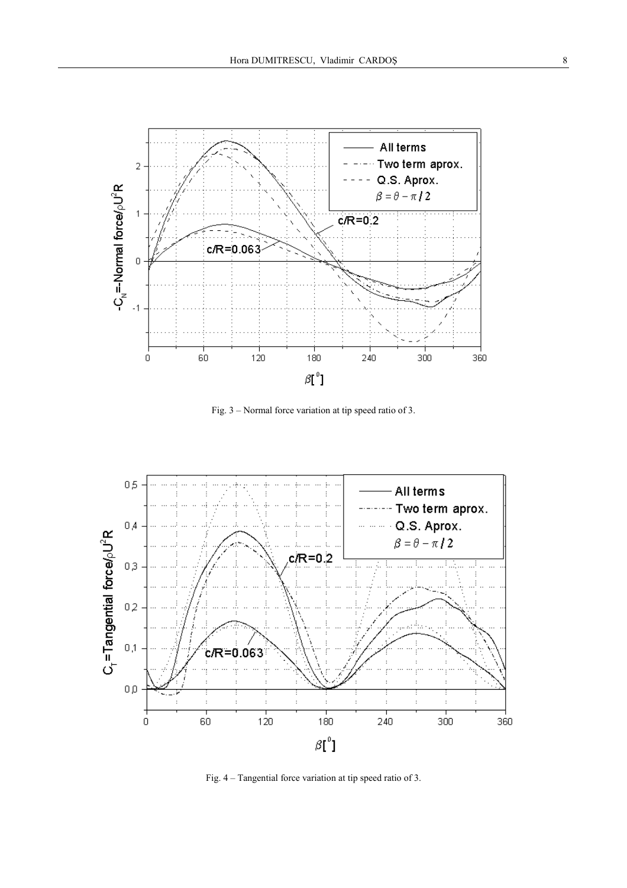Fig. 3 – Normal force variation at tip speed ratio of 3.

Fig. 4 – Tangential force variation at tip speed ratio of 3.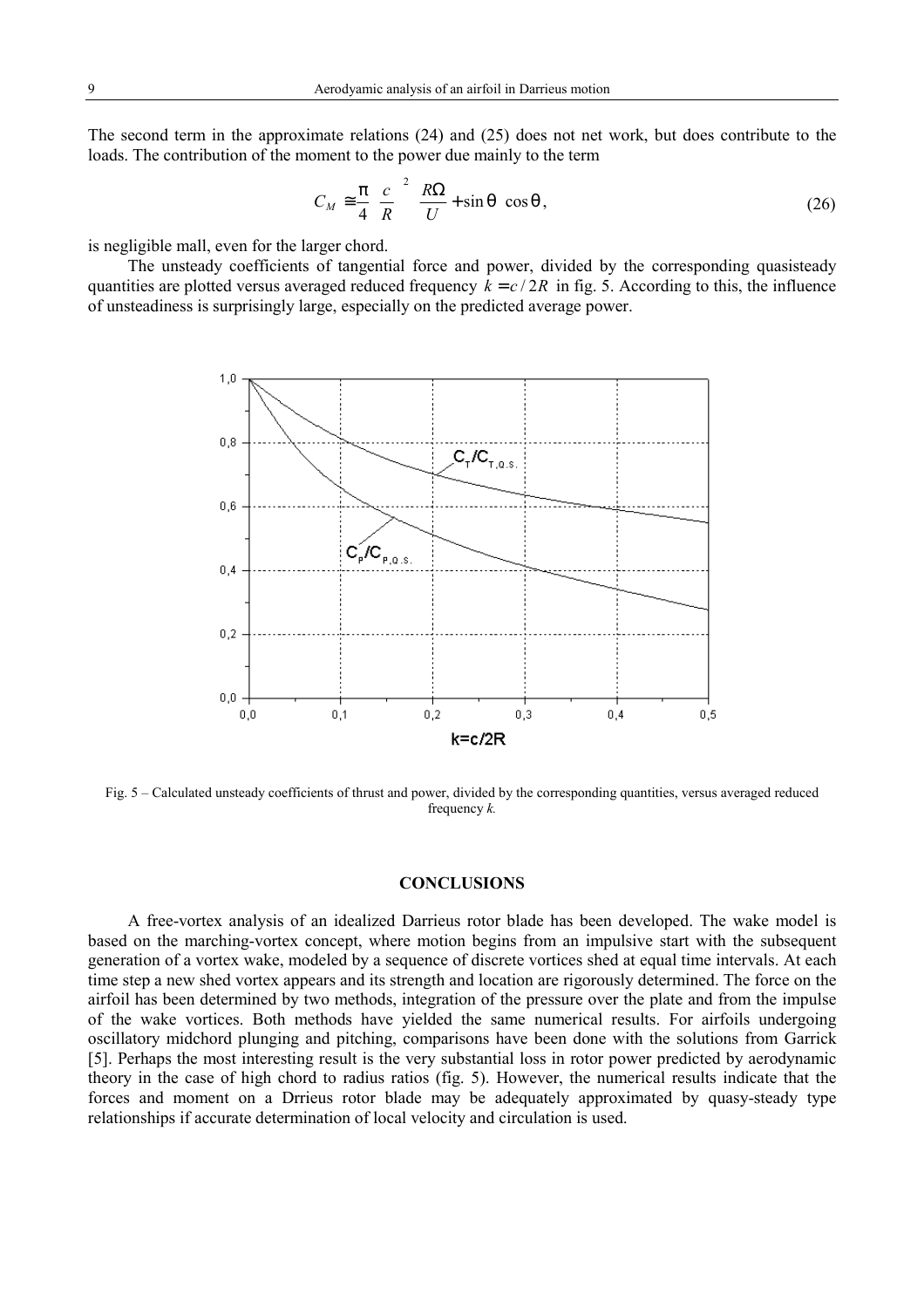The second term in the approximate relations (24) and (25) does not net work, but does contribute to the loads. The contribution of the moment to the power due mainly to the term

$$C_M \cong \frac{\pi}{4}\left(\frac{c}{R}\right)^2 \left(\frac{R\Omega}{U} + \sin\theta\right)\cos\theta, \tag{26}$$

is negligible mall, even for the larger chord.

The unsteady coefficients of tangential force and power, divided by the corresponding quasisteady quantities are plotted versus averaged reduced frequency $k = c/2R$ in fig. 5. According to this, the influence of unsteadiness is surprisingly large, especially on the predicted average power.

Fig. 5 – Calculated unsteady coefficients of thrust and power, divided by the corresponding quantities, versus averaged reduced frequency *k*.

## CONCLUSIONS

A free-vortex analysis of an idealized Darrieus rotor blade has been developed. The wake model is based on the marching-vortex concept, where motion begins from an impulsive start with the subsequent generation of a vortex wake, modeled by a sequence of discrete vortices shed at equal time intervals. At each time step a new shed vortex appears and its strength and location are rigorously determined. The force on the airfoil has been determined by two methods, integration of the pressure over the plate and from the impulse of the wake vortices. Both methods have yielded the same numerical results. For airfoils undergoing oscillatory midchord plunging and pitching, comparisons have been done with the solutions from Garrick [5]. Perhaps the most interesting result is the very substantial loss in rotor power predicted by aerodynamic theory in the case of high chord to radius ratios (fig. 5). However, the numerical results indicate that the forces and moment on a Drrieus rotor blade may be adequately approximated by quasy-steady type relationships if accurate determination of local velocity and circulation is used.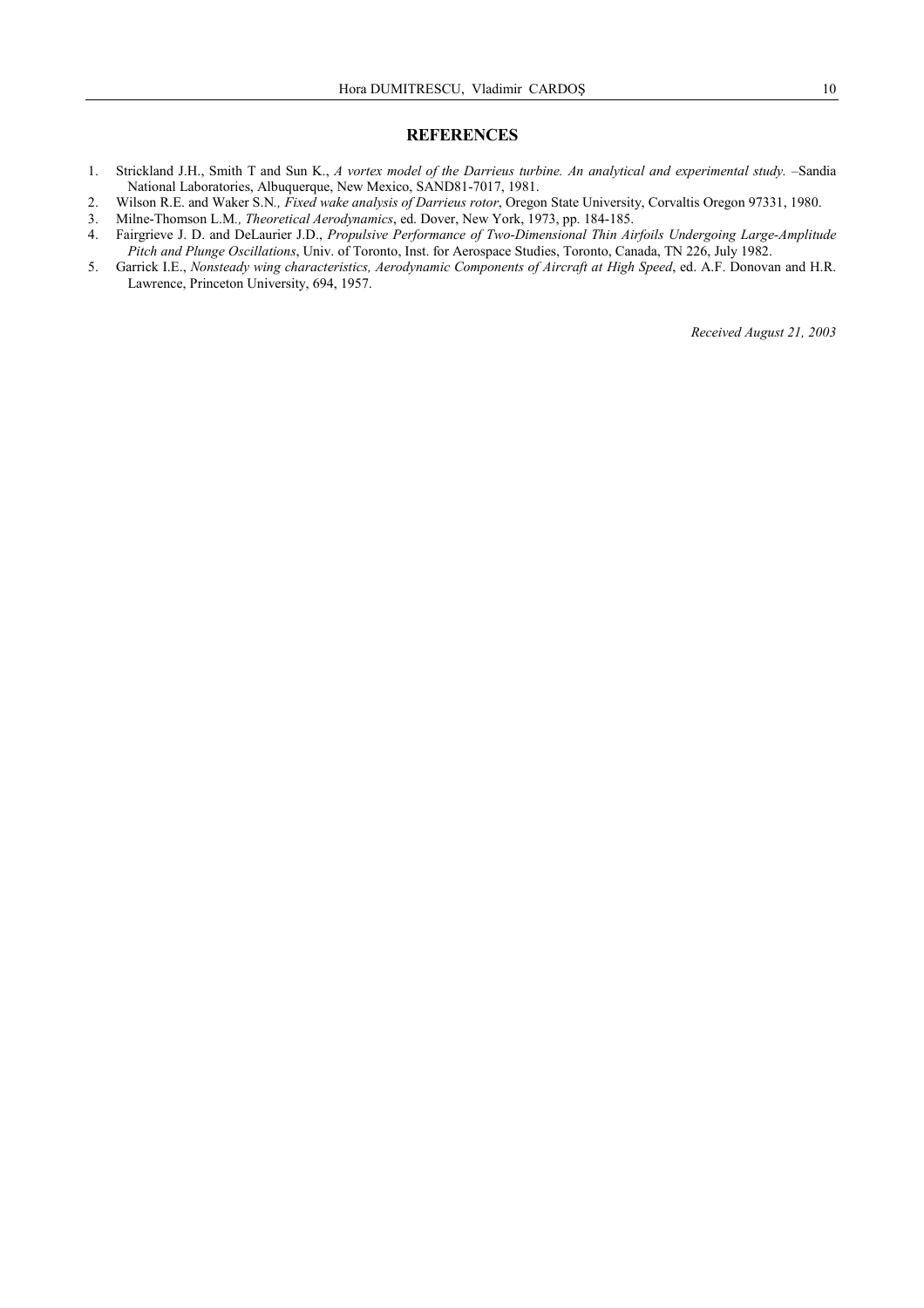## REFERENCES

1. Strickland J.H., Smith T and Sun K., *A vortex model of the Darrieus turbine. An analytical and experimental study.* –Sandia National Laboratories, Albuquerque, New Mexico, SAND81-7017, 1981.
2. Wilson R.E. and Waker S.N*., Fixed wake analysis of Darrieus rotor*, Oregon State University, Corvaltis Oregon 97331, 1980.
3. Milne-Thomson L.M*., Theoretical Aerodynamics*, ed. Dover, New York, 1973, pp. 184-185.
4. Fairgrieve J. D. and DeLaurier J.D., *Propulsive Performance of Two-Dimensional Thin Airfoils Undergoing Large-Amplitude Pitch and Plunge Oscillations*, Univ. of Toronto, Inst. for Aerospace Studies, Toronto, Canada, TN 226, July 1982.
5. Garrick I.E., *Nonsteady wing characteristics, Aerodynamic Components of Aircraft at High Speed*, ed. A.F. Donovan and H.R. Lawrence, Princeton University, 694, 1957.

*Received August 21, 2003*